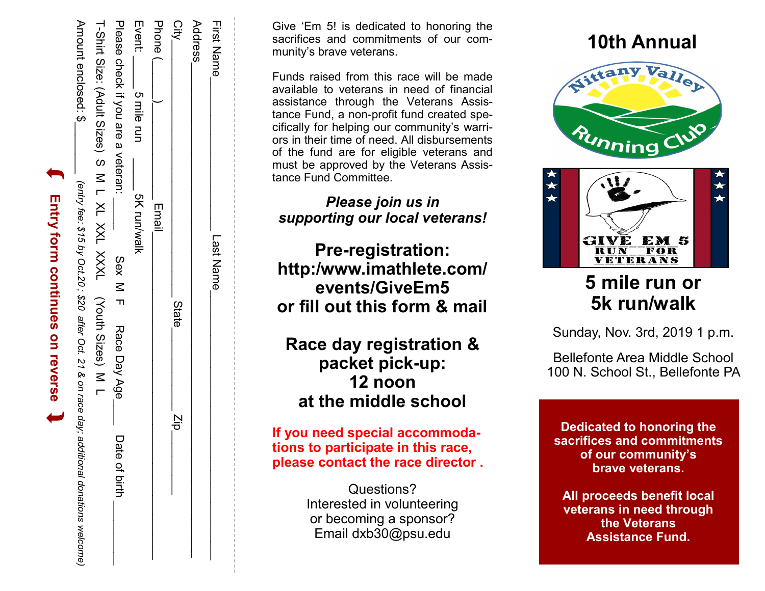# 10th Annual

Nittany Valley Running Club

GIVE EM 5
RUN FOR VETERANS

## 5 mile run or 5k run/walk

Sunday, Nov. 3rd, 2019 1 p.m.

Bellefonte Area Middle School
100 N. School St., Bellefonte PA

**Dedicated to honoring the sacrifices and commitments of our community's brave veterans.**

**All proceeds benefit local veterans in need through the Veterans Assistance Fund.**

Give 'Em 5! is dedicated to honoring the sacrifices and commitments of our community's brave veterans.

Funds raised from this race will be made available to veterans in need of financial assistance through the Veterans Assistance Fund, a non-profit fund created specifically for helping our community's warriors in their time of need. All disbursements of the fund are for eligible veterans and must be approved by the Veterans Assistance Fund Committee.

***Please join us in supporting our local veterans!***

**Pre-registration: http:/www.imathlete.com/events/GiveEm5 or fill out this form & mail**

**Race day registration & packet pick-up: 12 noon at the middle school**

**If you need special accommodations to participate in this race, please contact the race director .**

Questions?
Interested in volunteering or becoming a sponsor?
Email dxb30@psu.edu

First Name_______________ Last Name_______________

Address_______________

City_______________ State_______ Zip_______

Phone (____)_______________ Email_______________

Event: ____5 mile run ____5K run/walk

Please check if you are a veteran: ____ Sex M F Race Day Age____ Date of birth________

T-Shirt Size: (Adult Sizes) S M L XL XXL XXXL (Youth Sizes) M L

Amount enclosed: $________ *(entry fee: $15 by Oct.20 ; $20 after Oct. 21 & on race day; additional donations welcome)*

**Entry form continues on reverse**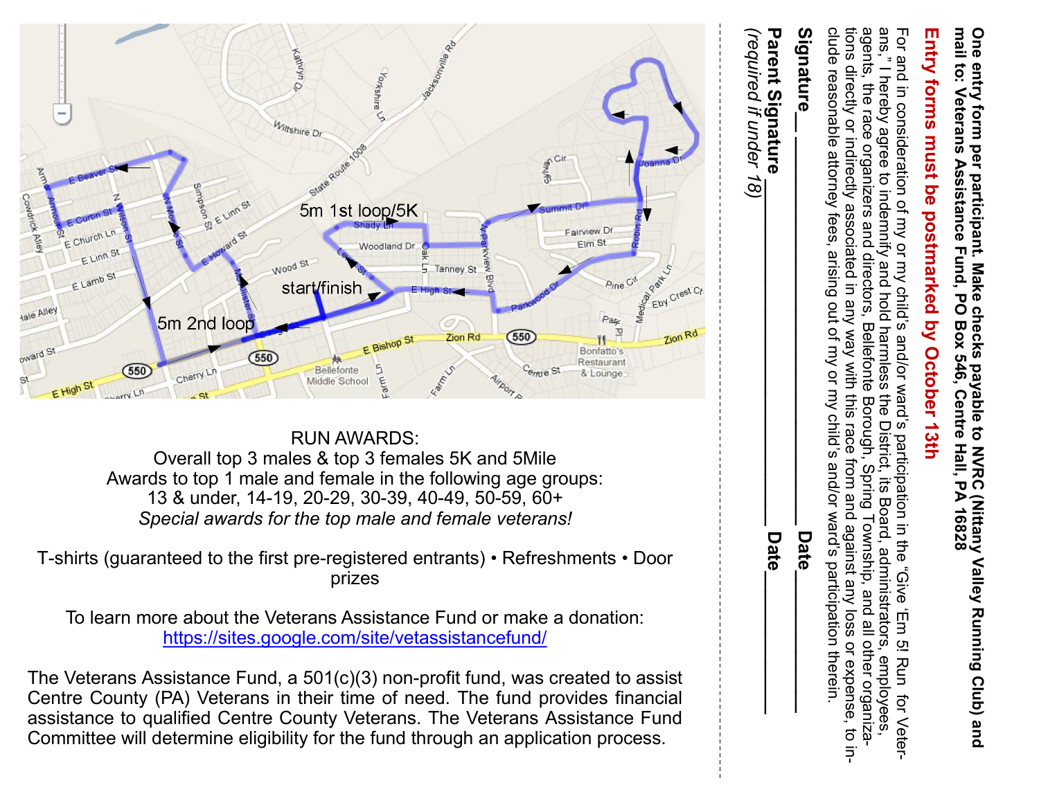5m 1st loop/5K

start/finish

5m 2nd loop

RUN AWARDS:
Overall top 3 males & top 3 females 5K and 5Mile
Awards to top 1 male and female in the following age groups:
13 & under, 14-19, 20-29, 30-39, 40-49, 50-59, 60+
*Special awards for the top male and female veterans!*

T-shirts (guaranteed to the first pre-registered entrants) • Refreshments • Door prizes

To learn more about the Veterans Assistance Fund or make a donation:
https://sites.google.com/site/vetassistancefund/

The Veterans Assistance Fund, a 501(c)(3) non-profit fund, was created to assist Centre County (PA) Veterans in their time of need. The fund provides financial assistance to qualified Centre County Veterans. The Veterans Assistance Fund Committee will determine eligibility for the fund through an application process.

**One entry form per participant. Make checks payable to NVRC (Nittany Valley Running Club) and mail to: Veterans Assistance Fund, PO Box 546, Centre Hall, PA 16828**

**Entry forms must be postmarked by October 13th**

For and in consideration of my or my child's and/or ward's participation in the "Give 'Em 5! Run for Veterans," I hereby agree to indemnify and hold harmless the District, its Board, administrators, employees, agents, the race organizers and directors, Bellefonte Borough, Spring Township, and all other organizations directly or indirectly associated in any way with this race from and against any loss or expense, to include reasonable attorney fees, arising out of my or my child's and/or ward's participation therein.

**Signature** ______________________________ **Date** __________

**Parent Signature** ______________________________ **Date** __________
*(required if under 18)*